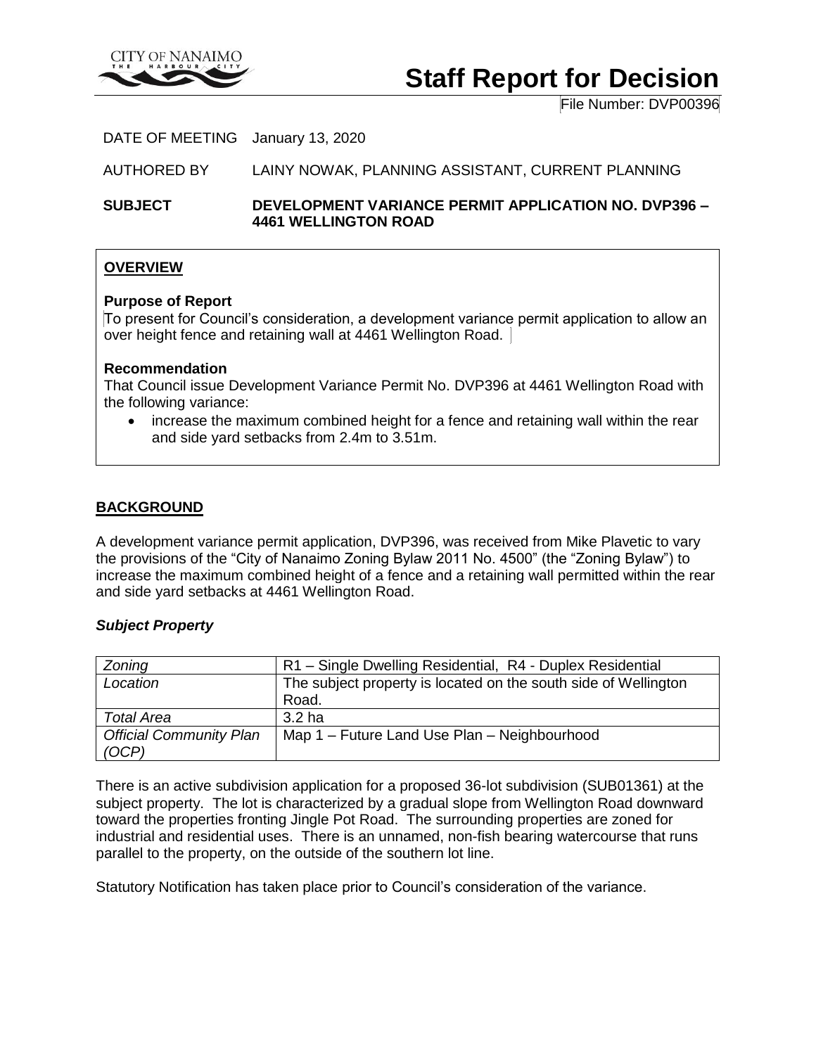CITY OF NANAIMO
THE HARBOUR CITY

# Staff Report for Decision

File Number: DVP00396

DATE OF MEETING January 13, 2020

AUTHORED BY LAINY NOWAK, PLANNING ASSISTANT, CURRENT PLANNING

**SUBJECT DEVELOPMENT VARIANCE PERMIT APPLICATION NO. DVP396 – 4461 WELLINGTON ROAD**

## OVERVIEW

**Purpose of Report**

To present for Council's consideration, a development variance permit application to allow an over height fence and retaining wall at 4461 Wellington Road.

**Recommendation**

That Council issue Development Variance Permit No. DVP396 at 4461 Wellington Road with the following variance:

- increase the maximum combined height for a fence and retaining wall within the rear and side yard setbacks from 2.4m to 3.51m.

## BACKGROUND

A development variance permit application, DVP396, was received from Mike Plavetic to vary the provisions of the "City of Nanaimo Zoning Bylaw 2011 No. 4500" (the "Zoning Bylaw") to increase the maximum combined height of a fence and a retaining wall permitted within the rear and side yard setbacks at 4461 Wellington Road.

### *Subject Property*

| *Zoning* | R1 – Single Dwelling Residential, R4 - Duplex Residential |
|---|---|
| *Location* | The subject property is located on the south side of Wellington Road. |
| *Total Area* | 3.2 ha |
| *Official Community Plan (OCP)* | Map 1 – Future Land Use Plan – Neighbourhood |

There is an active subdivision application for a proposed 36-lot subdivision (SUB01361) at the subject property. The lot is characterized by a gradual slope from Wellington Road downward toward the properties fronting Jingle Pot Road. The surrounding properties are zoned for industrial and residential uses. There is an unnamed, non-fish bearing watercourse that runs parallel to the property, on the outside of the southern lot line.

Statutory Notification has taken place prior to Council's consideration of the variance.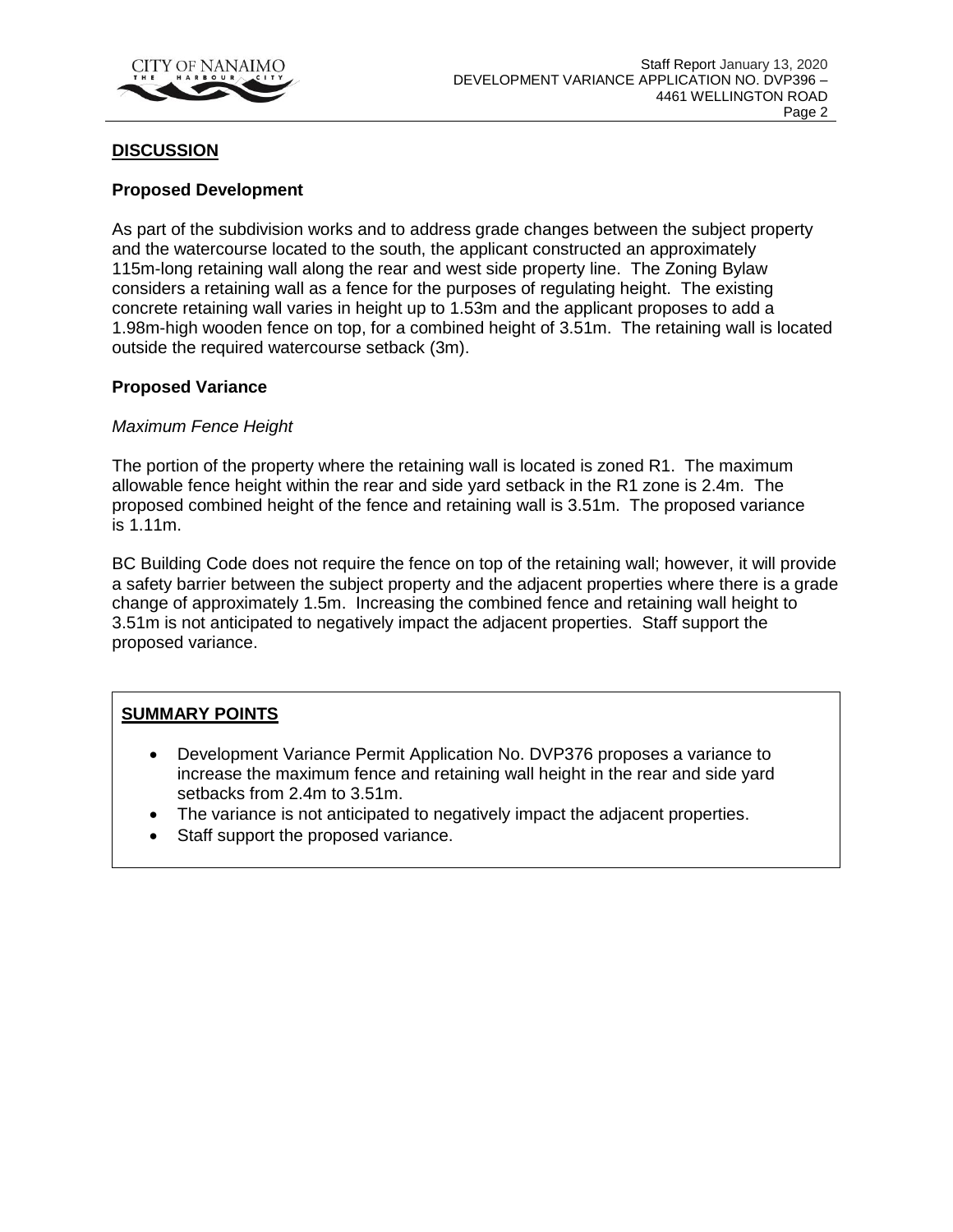## DISCUSSION

### Proposed Development

As part of the subdivision works and to address grade changes between the subject property and the watercourse located to the south, the applicant constructed an approximately 115m-long retaining wall along the rear and west side property line. The Zoning Bylaw considers a retaining wall as a fence for the purposes of regulating height. The existing concrete retaining wall varies in height up to 1.53m and the applicant proposes to add a 1.98m-high wooden fence on top, for a combined height of 3.51m. The retaining wall is located outside the required watercourse setback (3m).

### Proposed Variance

*Maximum Fence Height*

The portion of the property where the retaining wall is located is zoned R1. The maximum allowable fence height within the rear and side yard setback in the R1 zone is 2.4m. The proposed combined height of the fence and retaining wall is 3.51m. The proposed variance is 1.11m.

BC Building Code does not require the fence on top of the retaining wall; however, it will provide a safety barrier between the subject property and the adjacent properties where there is a grade change of approximately 1.5m. Increasing the combined fence and retaining wall height to 3.51m is not anticipated to negatively impact the adjacent properties. Staff support the proposed variance.

**SUMMARY POINTS**

- Development Variance Permit Application No. DVP376 proposes a variance to increase the maximum fence and retaining wall height in the rear and side yard setbacks from 2.4m to 3.51m.
- The variance is not anticipated to negatively impact the adjacent properties.
- Staff support the proposed variance.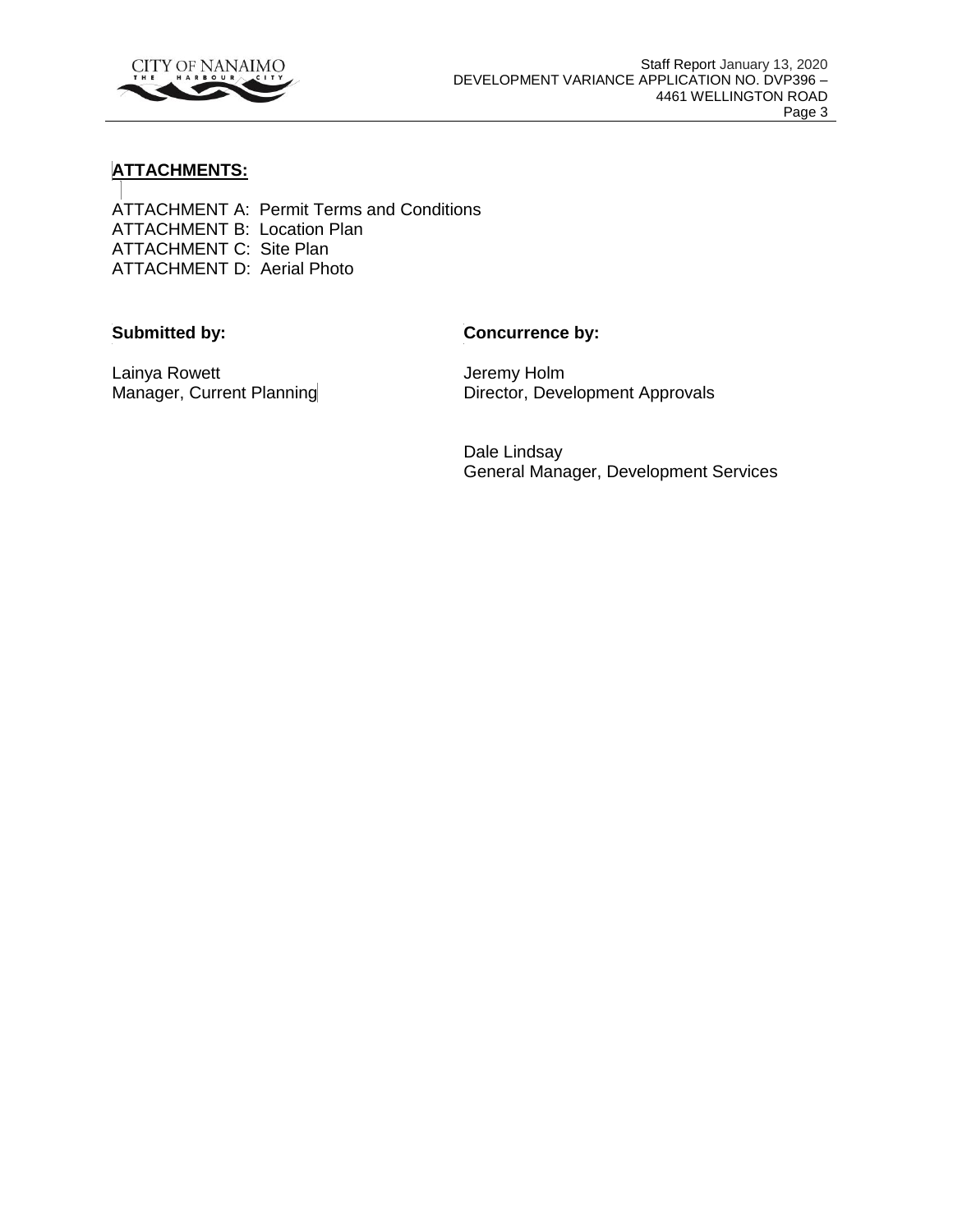**ATTACHMENTS:**

ATTACHMENT A: Permit Terms and Conditions
ATTACHMENT B: Location Plan
ATTACHMENT C: Site Plan
ATTACHMENT D: Aerial Photo

**Submitted by:**

Lainya Rowett
Manager, Current Planning

**Concurrence by:**

Jeremy Holm
Director, Development Approvals

Dale Lindsay
General Manager, Development Services